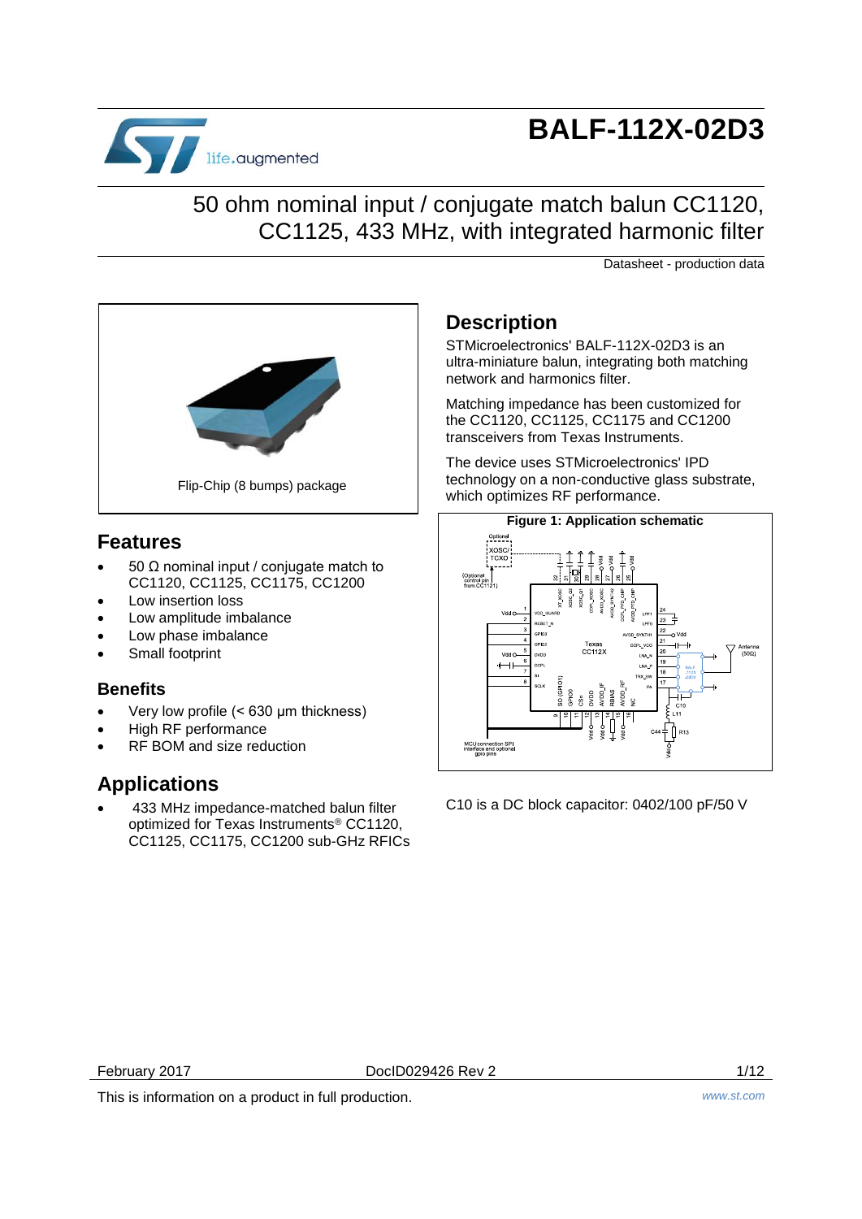# BALF-112X-02D3

## 50 ohm nominal input / conjugate match balun CC1120, CC1125, 433 MHz, with integrated harmonic filter

Datasheet - production data

Flip-Chip (8 bumps) package

## Features

- 50 Ω nominal input / conjugate match to CC1120, CC1125, CC1175, CC1200
- Low insertion loss
- Low amplitude imbalance
- Low phase imbalance
- Small footprint

### Benefits

- Very low profile (< 630 µm thickness)
- High RF performance
- RF BOM and size reduction

## Applications

- 433 MHz impedance-matched balun filter optimized for Texas Instruments® CC1120, CC1125, CC1175, CC1200 sub-GHz RFICs

## Description

STMicroelectronics' BALF-112X-02D3 is an ultra-miniature balun, integrating both matching network and harmonics filter.

Matching impedance has been customized for the CC1120, CC1125, CC1175 and CC1200 transceivers from Texas Instruments.

The device uses STMicroelectronics' IPD technology on a non-conductive glass substrate, which optimizes RF performance.

**Figure 1: Application schematic**

C10 is a DC block capacitor: 0402/100 pF/50 V

February 2017 DocID029426 Rev 2

This is information on a product in full production. www.st.com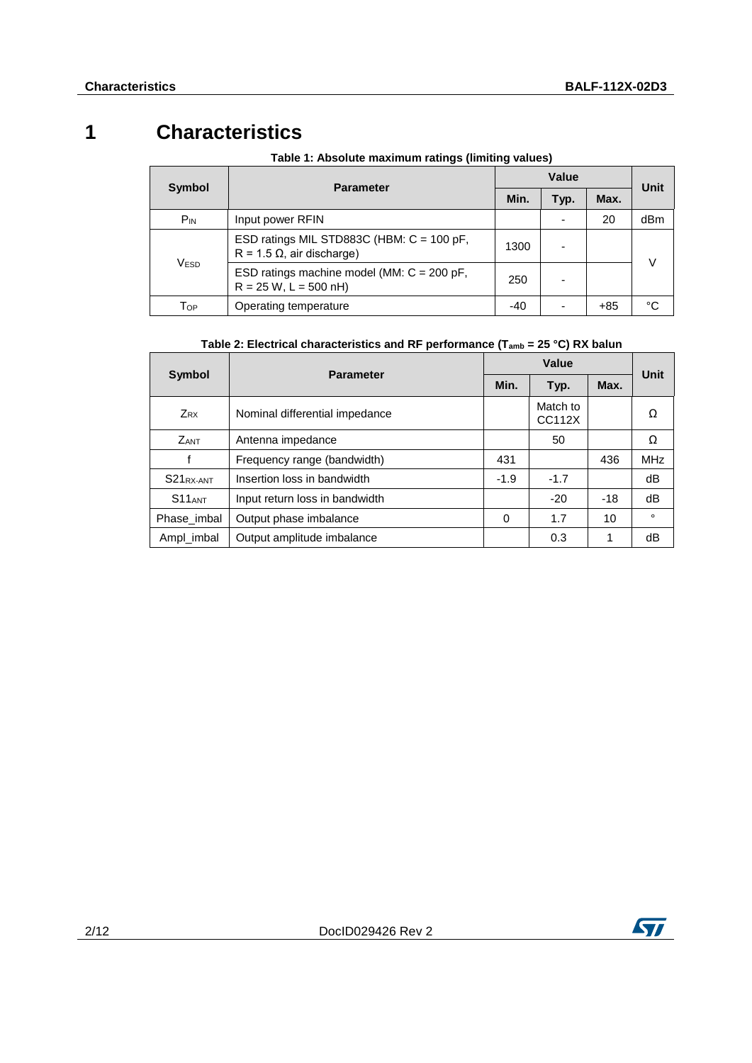# 1 Characteristics

**Table 1: Absolute maximum ratings (limiting values)**

| Symbol | Parameter | Value | | | Unit |
|---|---|---|---|---|---|
| | | Min. | Typ. | Max. | |
| $P_{IN}$ | Input power RFIN | | - | 20 | dBm |
| $V_{ESD}$ | ESD ratings MIL STD883C (HBM: C = 100 pF, R = 1.5 Ω, air discharge) | 1300 | - | | V |
| | ESD ratings machine model (MM: C = 200 pF, R = 25 W, L = 500 nH) | 250 | - | | |
| $T_{OP}$ | Operating temperature | -40 | - | +85 | °C |

**Table 2: Electrical characteristics and RF performance ($T_{amb}$ = 25 °C) RX balun**

| Symbol | Parameter | Value | | | Unit |
|---|---|---|---|---|---|
| | | Min. | Typ. | Max. | |
| $Z_{RX}$ | Nominal differential impedance | | Match to CC112X | | Ω |
| $Z_{ANT}$ | Antenna impedance | | 50 | | Ω |
| f | Frequency range (bandwidth) | 431 | | 436 | MHz |
| $S21_{RX-ANT}$ | Insertion loss in bandwidth | -1.9 | -1.7 | | dB |
| $S11_{ANT}$ | Input return loss in bandwidth | | -20 | -18 | dB |
| Phase_imbal | Output phase imbalance | 0 | 1.7 | 10 | ° |
| Ampl_imbal | Output amplitude imbalance | | 0.3 | 1 | dB |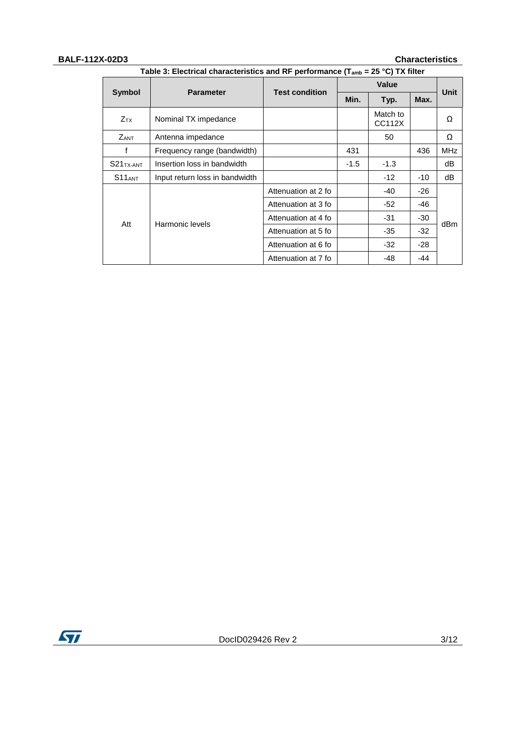Table 3: Electrical characteristics and RF performance ($T_{amb}$ = 25 °C) TX filter

| Symbol | Parameter | Test condition | Value | | | Unit |
|---|---|---|---|---|---|---|
| | | | Min. | Typ. | Max. | |
| $Z_{TX}$ | Nominal TX impedance | | | Match to CC112X | | Ω |
| $Z_{ANT}$ | Antenna impedance | | | 50 | | Ω |
| f | Frequency range (bandwidth) | | 431 | | 436 | MHz |
| $S21_{TX-ANT}$ | Insertion loss in bandwidth | | -1.5 | -1.3 | | dB |
| $S11_{ANT}$ | Input return loss in bandwidth | | | -12 | -10 | dB |
| Att | Harmonic levels | Attenuation at 2 fo | | -40 | -26 | dBm |
| | | Attenuation at 3 fo | | -52 | -46 | |
| | | Attenuation at 4 fo | | -31 | -30 | |
| | | Attenuation at 5 fo | | -35 | -32 | |
| | | Attenuation at 6 fo | | -32 | -28 | |
| | | Attenuation at 7 fo | | -48 | -44 | |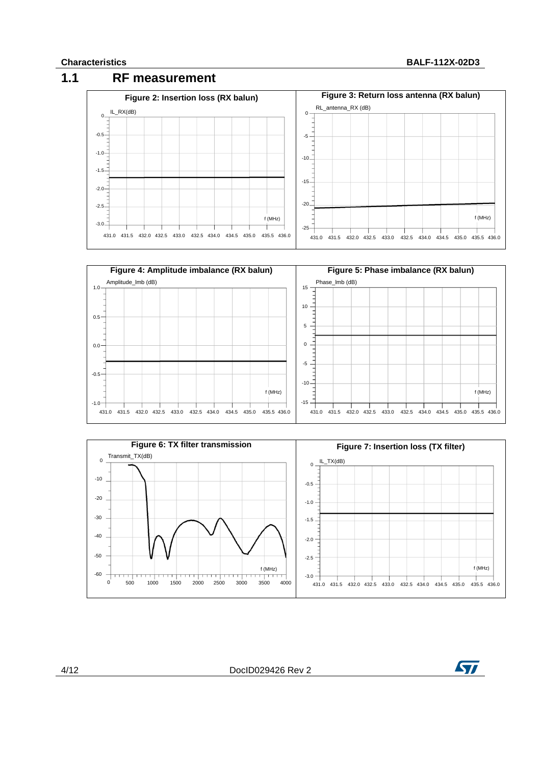## 1.1 RF measurement

Figure 2: Insertion loss (RX balun)

Figure 3: Return loss antenna (RX balun)

Figure 4: Amplitude imbalance (RX balun)

Figure 5: Phase imbalance (RX balun)

Figure 6: TX filter transmission

Figure 7: Insertion loss (TX filter)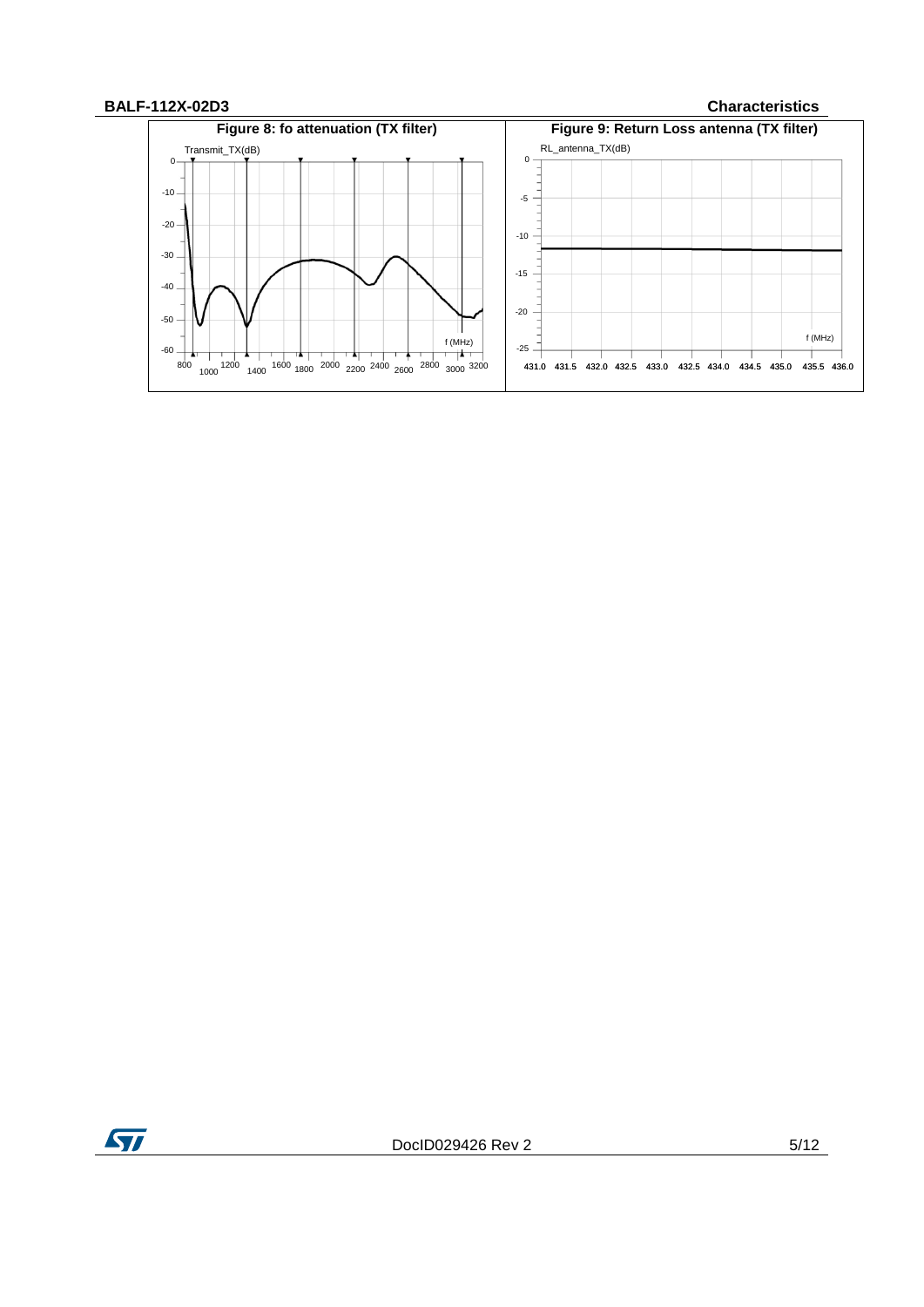**Figure 8: fo attenuation (TX filter)**

**Figure 9: Return Loss antenna (TX filter)**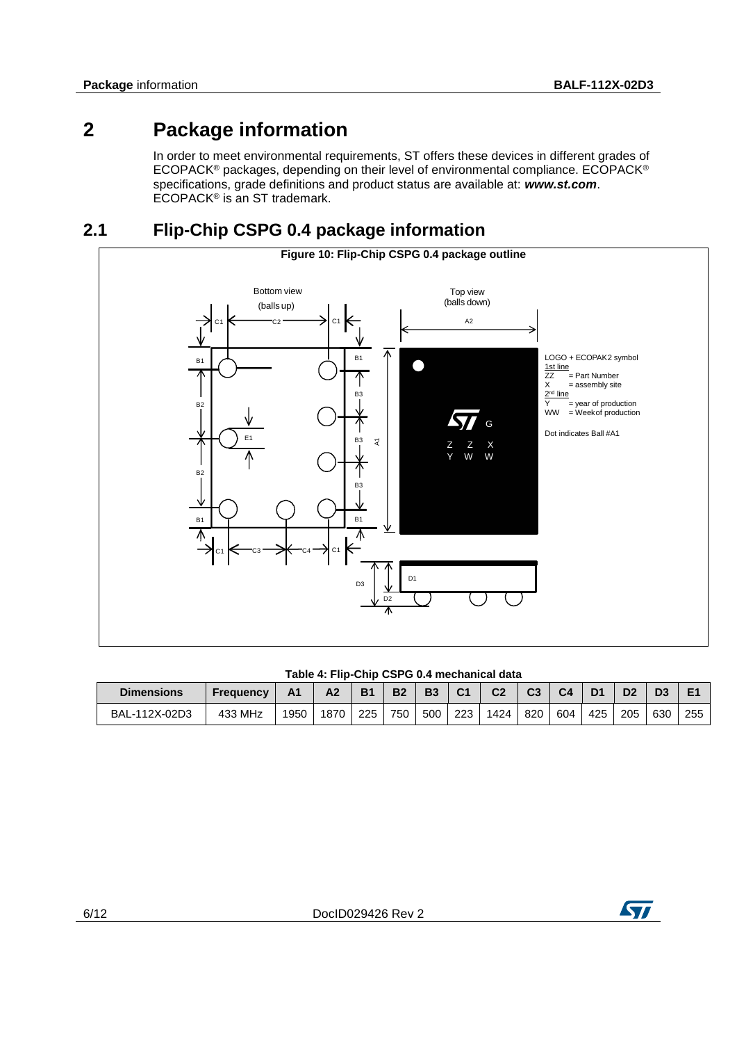# 2 Package information

In order to meet environmental requirements, ST offers these devices in different grades of ECOPACK® packages, depending on their level of environmental compliance. ECOPACK® specifications, grade definitions and product status are available at: ***www.st.com***. ECOPACK® is an ST trademark.

## 2.1 Flip-Chip CSPG 0.4 package information

**Figure 10: Flip-Chip CSPG 0.4 package outline**

Bottom view (balls up)

Top view (balls down)

LOGO + ECOPAK2 symbol
1st line
ZZ = Part Number
X = assembly site
2nd line
Y = year of production
WW = Week of production

Dot indicates Ball #A1

**Table 4: Flip-Chip CSPG 0.4 mechanical data**

| Dimensions | Frequency | A1 | A2 | B1 | B2 | B3 | C1 | C2 | C3 | C4 | D1 | D2 | D3 | E1 |
|---|---|---|---|---|---|---|---|---|---|---|---|---|---|---|
| BAL-112X-02D3 | 433 MHz | 1950 | 1870 | 225 | 750 | 500 | 223 | 1424 | 820 | 604 | 425 | 205 | 630 | 255 |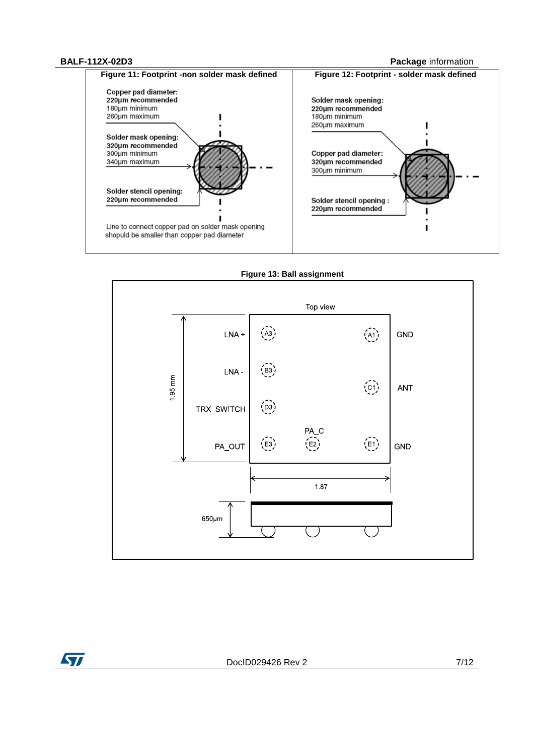**Figure 11: Footprint -non solder mask defined**

**Copper pad diameter:**
**220µm recommended**
180µm minimum
260µm maximum

**Solder mask opening:**
**320µm recommended**
300µm minimum
340µm maximum

**Solder stencil opening:**
**220µm recommended**

Line to connect copper pad on solder mask opening shopuld be smaller than copper pad diameter

**Figure 12: Footprint - solder mask defined**

**Solder mask opening:**
**220µm recommended**
180µm minimum
260µm maximum

**Copper pad diameter:**
**320µm recommended**
300µm minimum

**Solder stencil opening :**
**220µm recommended**

**Figure 13: Ball assignment**

Top view

| | | | |
|---|---|---|---|
| LNA + | A3 | A1 | GND |
| LNA - | B3 | C1 | ANT |
| TRX_SWITCH | D3 | | |
| PA_OUT | E3 | E2 (PA_C) | E1 GND |

1.95 mm

1.87

650µm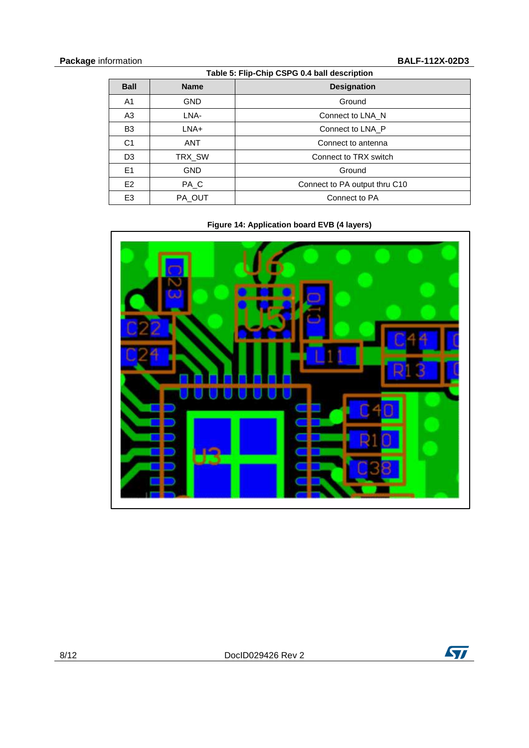Table 5: Flip-Chip CSPG 0.4 ball description

| Ball | Name | Designation |
|---|---|---|
| A1 | GND | Ground |
| A3 | LNA- | Connect to LNA_N |
| B3 | LNA+ | Connect to LNA_P |
| C1 | ANT | Connect to antenna |
| D3 | TRX_SW | Connect to TRX switch |
| E1 | GND | Ground |
| E2 | PA_C | Connect to PA output thru C10 |
| E3 | PA_OUT | Connect to PA |

Figure 14: Application board EVB (4 layers)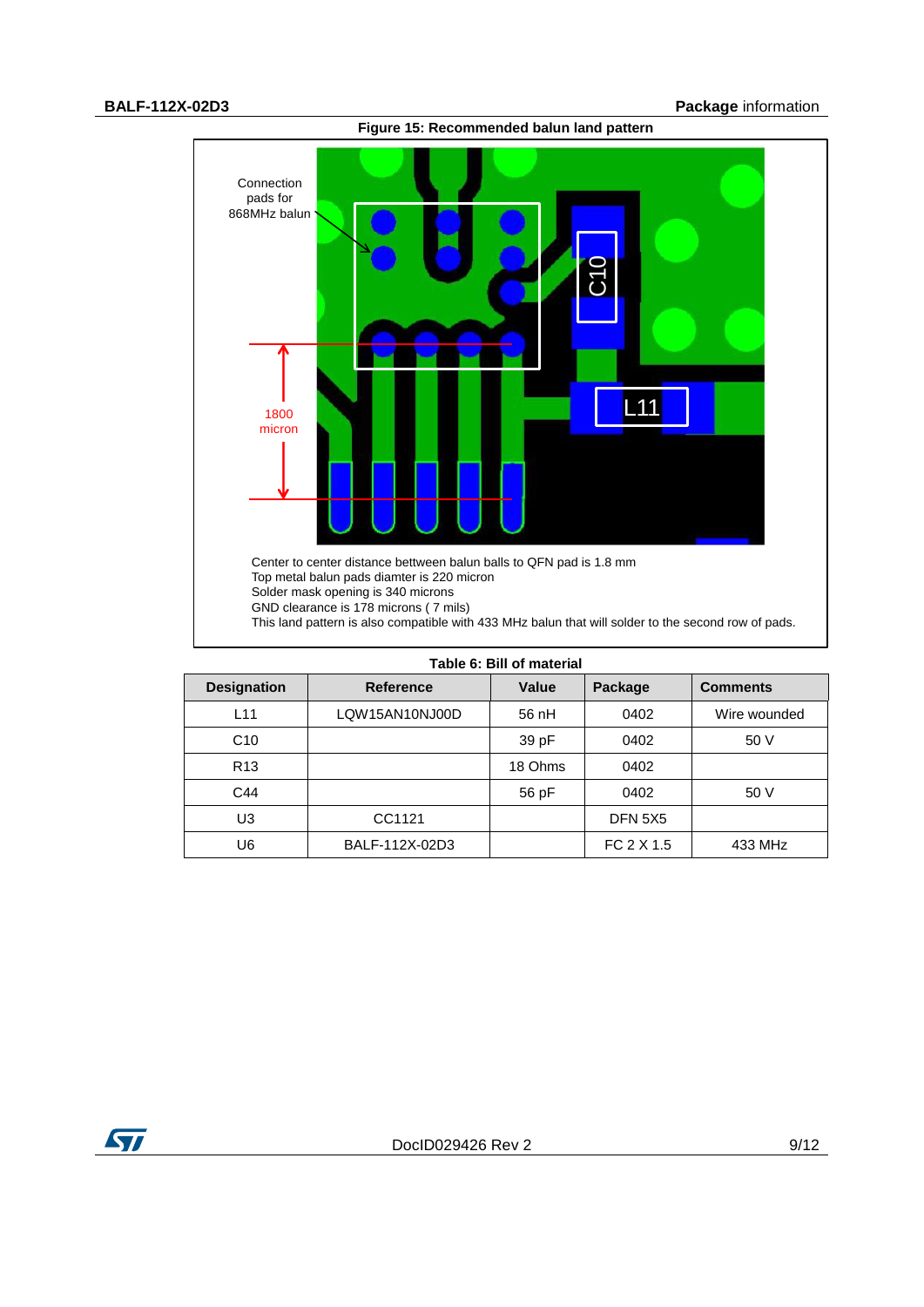**Figure 15: Recommended balun land pattern**

Connection pads for 868MHz balun

1800 micron

C10

L11

Center to center distance bettween balun balls to QFN pad is 1.8 mm
Top metal balun pads diamter is 220 micron
Solder mask opening is 340 microns
GND clearance is 178 microns ( 7 mils)
This land pattern is also compatible with 433 MHz balun that will solder to the second row of pads.

**Table 6: Bill of material**

| Designation | Reference | Value | Package | Comments |
|---|---|---|---|---|
| L11 | LQW15AN10NJ00D | 56 nH | 0402 | Wire wounded |
| C10 | | 39 pF | 0402 | 50 V |
| R13 | | 18 Ohms | 0402 | |
| C44 | | 56 pF | 0402 | 50 V |
| U3 | CC1121 | | DFN 5X5 | |
| U6 | BALF-112X-02D3 | | FC 2 X 1.5 | 433 MHz |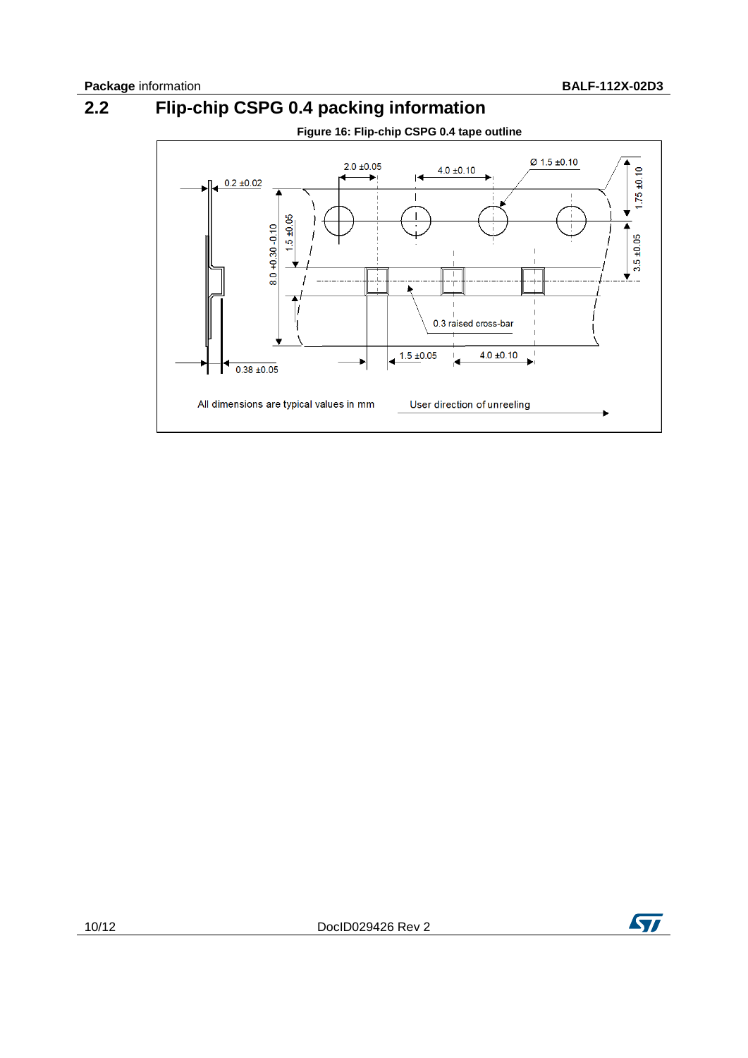## 2.2 Flip-chip CSPG 0.4 packing information

Figure 16: Flip-chip CSPG 0.4 tape outline

All dimensions are typical values in mm

User direction of unreeling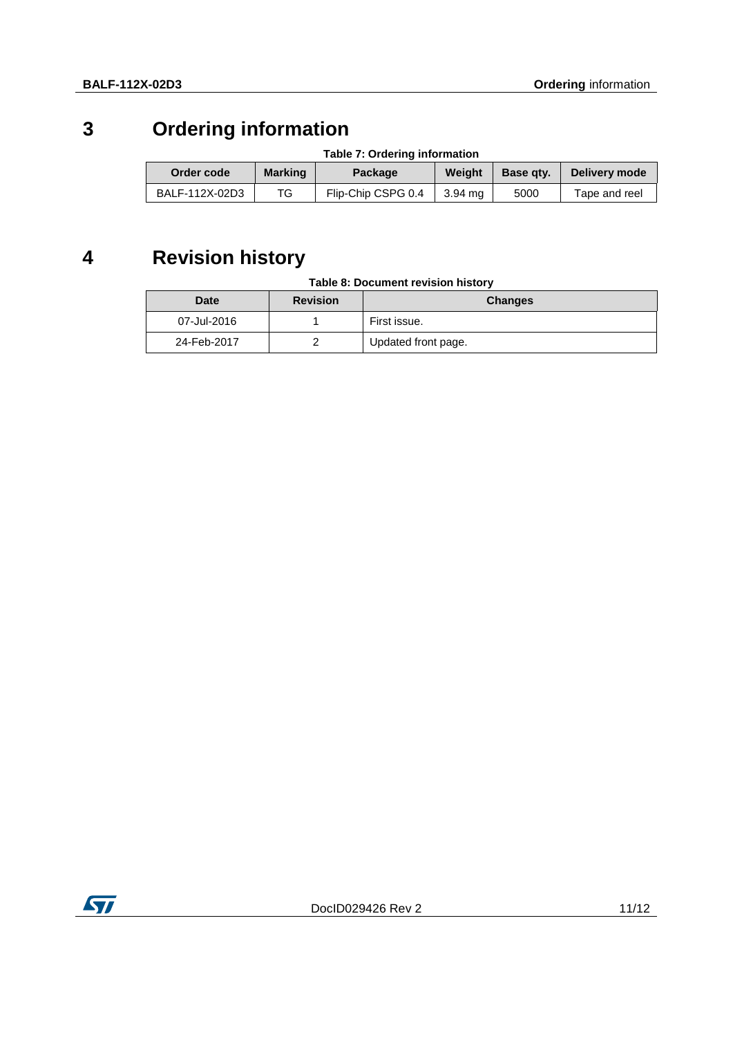# 3 Ordering information

**Table 7: Ordering information**

| Order code | Marking | Package | Weight | Base qty. | Delivery mode |
| --- | --- | --- | --- | --- | --- |
| BALF-112X-02D3 | TG | Flip-Chip CSPG 0.4 | 3.94 mg | 5000 | Tape and reel |

# 4 Revision history

**Table 8: Document revision history**

| Date | Revision | Changes |
| --- | --- | --- |
| 07-Jul-2016 | 1 | First issue. |
| 24-Feb-2017 | 2 | Updated front page. |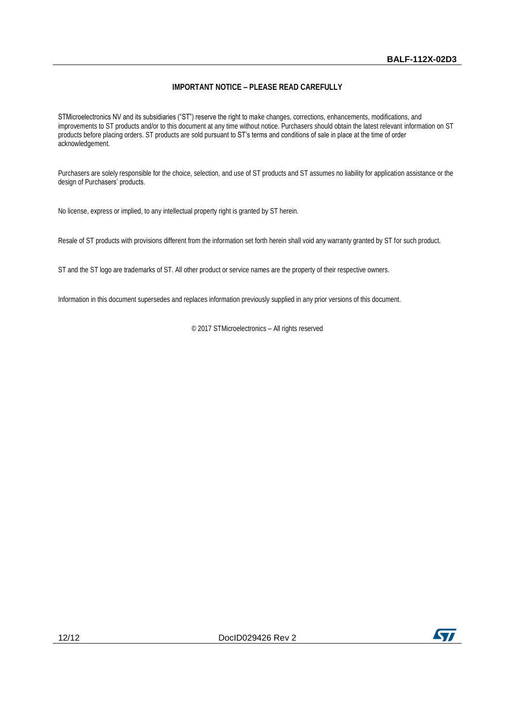**IMPORTANT NOTICE – PLEASE READ CAREFULLY**

STMicroelectronics NV and its subsidiaries ("ST") reserve the right to make changes, corrections, enhancements, modifications, and improvements to ST products and/or to this document at any time without notice. Purchasers should obtain the latest relevant information on ST products before placing orders. ST products are sold pursuant to ST's terms and conditions of sale in place at the time of order acknowledgement.

Purchasers are solely responsible for the choice, selection, and use of ST products and ST assumes no liability for application assistance or the design of Purchasers' products.

No license, express or implied, to any intellectual property right is granted by ST herein.

Resale of ST products with provisions different from the information set forth herein shall void any warranty granted by ST for such product.

ST and the ST logo are trademarks of ST. All other product or service names are the property of their respective owners.

Information in this document supersedes and replaces information previously supplied in any prior versions of this document.

© 2017 STMicroelectronics – All rights reserved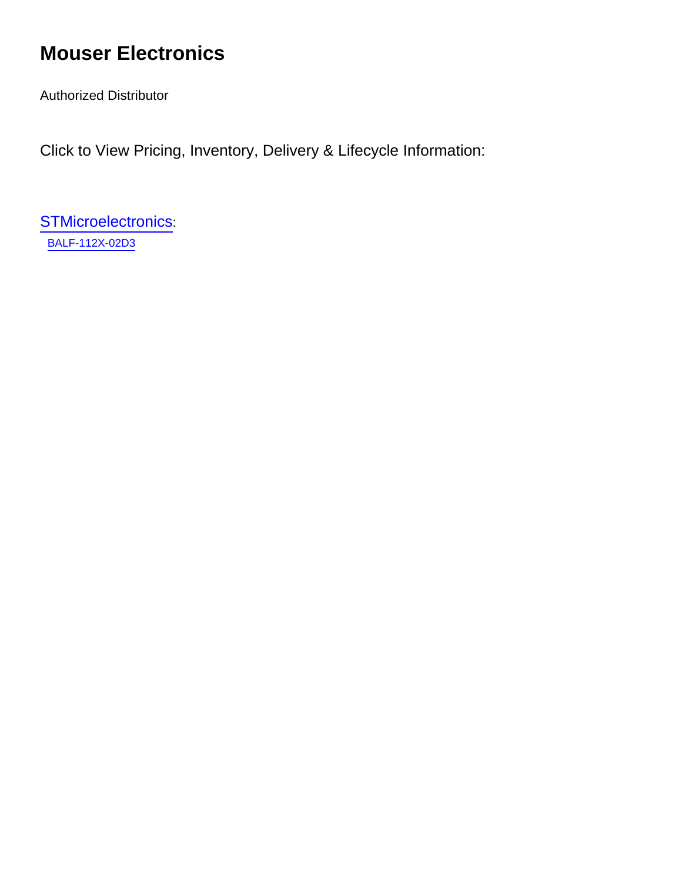# Mouser Electronics

Authorized Distributor

Click to View Pricing, Inventory, Delivery & Lifecycle Information:

STMicroelectronics:

BALF-112X-02D3